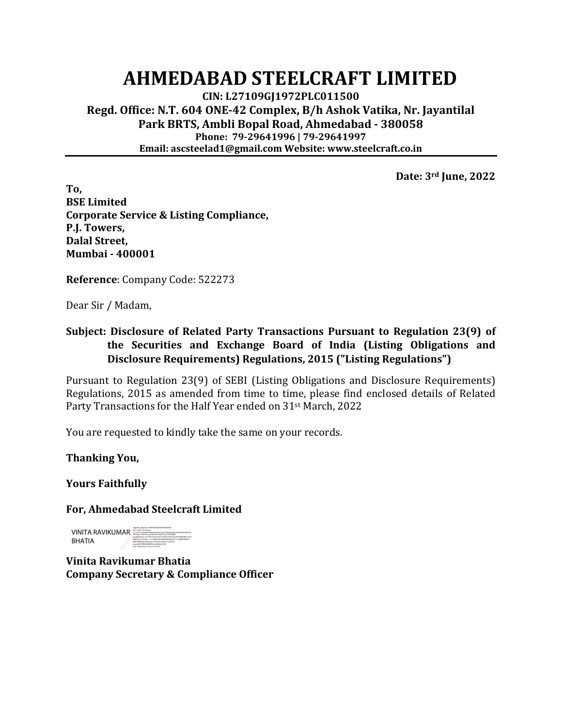# AHMEDABAD STEELCRAFT LIMITED

**CIN: L27109GJ1972PLC011500**
**Regd. Office: N.T. 604 ONE-42 Complex, B/h Ashok Vatika, Nr. Jayantilal Park BRTS, Ambli Bopal Road, Ahmedabad - 380058**
**Phone: 79-29641996 | 79-29641997**
**Email: ascsteelad1@gmail.com Website: www.steelcraft.co.in**

---

**Date: 3rd June, 2022**

**To,**
**BSE Limited**
**Corporate Service & Listing Compliance,**
**P.J. Towers,**
**Dalal Street,**
**Mumbai - 400001**

**Reference**: Company Code: 522273

Dear Sir / Madam,

**Subject: Disclosure of Related Party Transactions Pursuant to Regulation 23(9) of the Securities and Exchange Board of India (Listing Obligations and Disclosure Requirements) Regulations, 2015 ("Listing Regulations")**

Pursuant to Regulation 23(9) of SEBI (Listing Obligations and Disclosure Requirements) Regulations, 2015 as amended from time to time, please find enclosed details of Related Party Transactions for the Half Year ended on 31st March, 2022

You are requested to kindly take the same on your records.

**Thanking You,**

**Yours Faithfully**

**For, Ahmedabad Steelcraft Limited**

VINITA RAVIKUMAR BHATIA

**Vinita Ravikumar Bhatia**
**Company Secretary & Compliance Officer**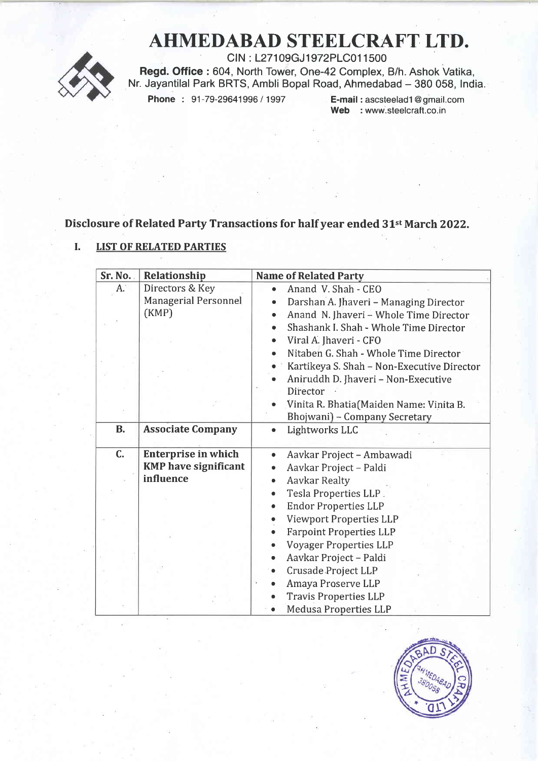# AHMEDABAD STEELCRAFT LTD.

CIN : L27109GJ1972PLC011500

**Regd. Office :** 604, North Tower, One-42 Complex, B/h. Ashok Vatika, Nr. Jayantilal Park BRTS, Ambli Bopal Road, Ahmedabad – 380 058, India.

**Phone :** 91-79-29641996 / 1997 **E-mail :** ascsteelad1@gmail.com **Web :** www.steelcraft.co.in

## Disclosure of Related Party Transactions for half year ended 31st March 2022.

### I. LIST OF RELATED PARTIES

| Sr. No. | Relationship | Name of Related Party |
|---|---|---|
| A. | Directors & Key Managerial Personnel (KMP) | • Anand V. Shah - CEO<br>• Darshan A. Jhaveri – Managing Director<br>• Anand N. Jhaveri – Whole Time Director<br>• Shashank I. Shah - Whole Time Director<br>• Viral A. Jhaveri - CFO<br>• Nitaben G. Shah - Whole Time Director<br>• Kartikeya S. Shah – Non-Executive Director<br>• Aniruddh D. Jhaveri – Non-Executive Director<br>• Vinita R. Bhatia(Maiden Name: Vinita B. Bhojwani) – Company Secretary |
| **B.** | **Associate Company** | • Lightworks LLC |
| **C.** | **Enterprise in which KMP have significant influence** | • Aavkar Project – Ambawadi<br>• Aavkar Project – Paldi<br>• Aavkar Realty<br>• Tesla Properties LLP<br>• Endor Properties LLP<br>• Viewport Properties LLP<br>• Farpoint Properties LLP<br>• Voyager Properties LLP<br>• Aavkar Project – Paldi<br>• Crusade Project LLP<br>• Amaya Proserve LLP<br>• Travis Properties LLP<br>• Medusa Properties LLP |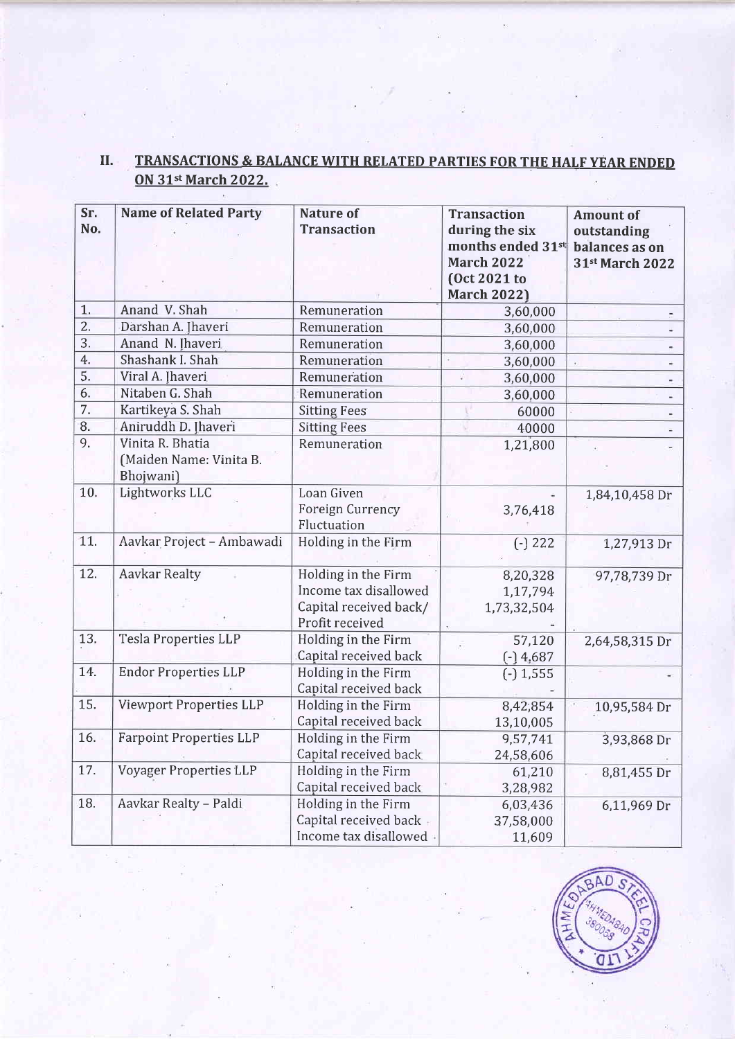## II. TRANSACTIONS & BALANCE WITH RELATED PARTIES FOR THE HALF YEAR ENDED ON 31st March 2022.

| Sr. No. | Name of Related Party | Nature of Transaction | Transaction during the six months ended 31st March 2022 (Oct 2021 to March 2022) | Amount of outstanding balances as on 31st March 2022 |
|---|---|---|---|---|
| 1. | Anand V. Shah | Remuneration | 3,60,000 | - |
| 2. | Darshan A. Jhaveri | Remuneration | 3,60,000 | - |
| 3. | Anand N. Jhaveri | Remuneration | 3,60,000 | - |
| 4. | Shashank I. Shah | Remuneration | 3,60,000 | - |
| 5. | Viral A. Jhaveri | Remuneration | 3,60,000 | - |
| 6. | Nitaben G. Shah | Remuneration | 3,60,000 | - |
| 7. | Kartikeya S. Shah | Sitting Fees | 60000 | - |
| 8. | Aniruddh D. Jhaveri | Sitting Fees | 40000 | - |
| 9. | Vinita R. Bhatia (Maiden Name: Vinita B. Bhojwani) | Remuneration | 1,21,800 | - |
| 10. | Lightworks LLC | Loan Given<br>Foreign Currency Fluctuation | -<br>3,76,418 | 1,84,10,458 Dr |
| 11. | Aavkar Project - Ambawadi | Holding in the Firm | (-) 222 | 1,27,913 Dr |
| 12. | Aavkar Realty | Holding in the Firm<br>Income tax disallowed<br>Capital received back/ Profit received | 8,20,328<br>1,17,794<br>1,73,32,504<br>- | 97,78,739 Dr |
| 13. | Tesla Properties LLP | Holding in the Firm<br>Capital received back | 57,120<br>(-) 4,687 | 2,64,58,315 Dr |
| 14. | Endor Properties LLP | Holding in the Firm<br>Capital received back | (-) 1,555<br>- | - |
| 15. | Viewport Properties LLP | Holding in the Firm<br>Capital received back | 8,42,854<br>13,10,005 | 10,95,584 Dr |
| 16. | Farpoint Properties LLP | Holding in the Firm<br>Capital received back | 9,57,741<br>24,58,606 | 3,93,868 Dr |
| 17. | Voyager Properties LLP | Holding in the Firm<br>Capital received back | 61,210<br>3,28,982 | 8,81,455 Dr |
| 18. | Aavkar Realty - Paldi | Holding in the Firm<br>Capital received back<br>Income tax disallowed | 6,03,436<br>37,58,000<br>11,609 | 6,11,969 Dr |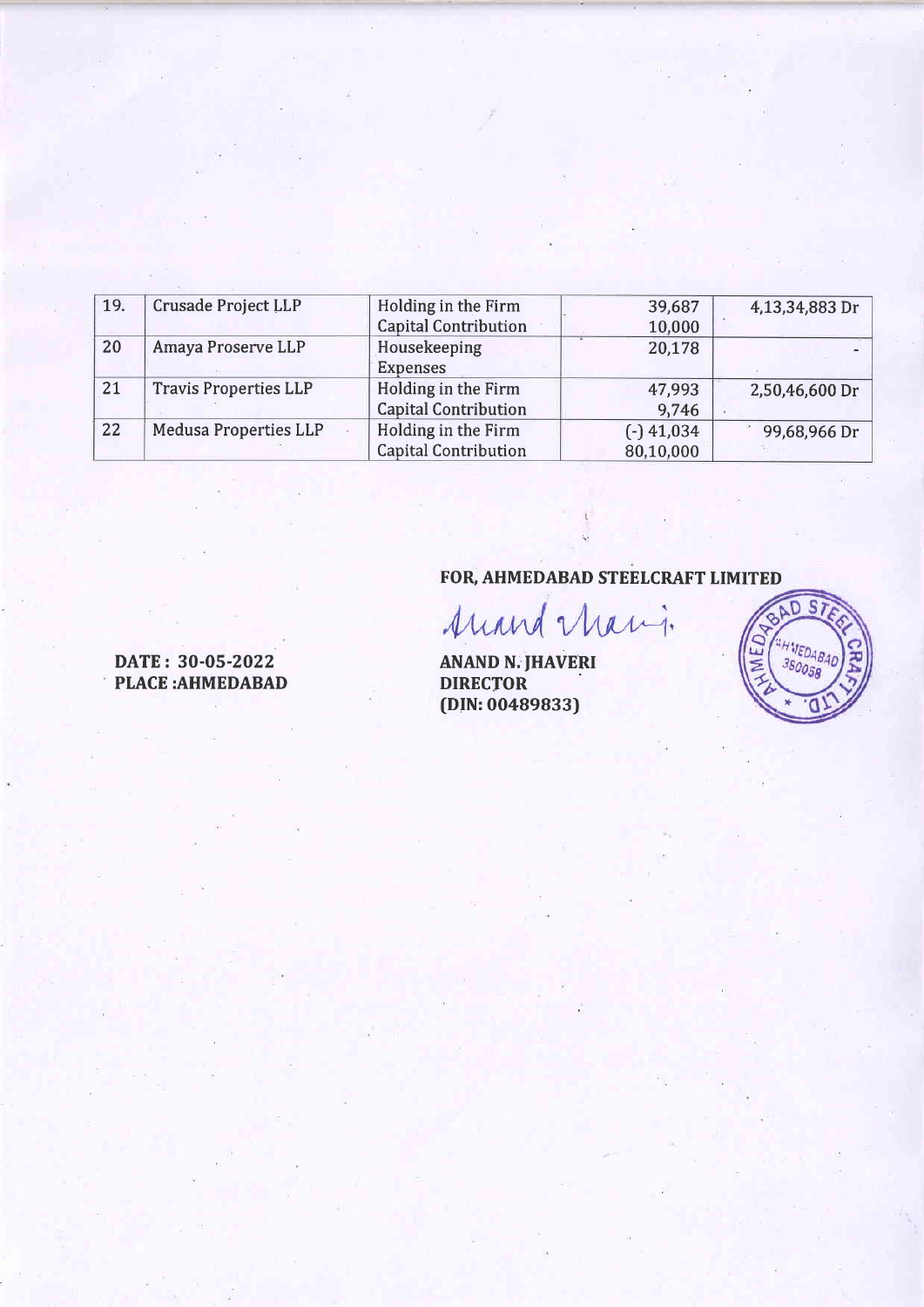| | | | | |
|---|---|---|---|---|
| 19. | Crusade Project LLP | Holding in the Firm<br>Capital Contribution | 39,687<br>10,000 | 4,13,34,883 Dr |
| 20 | Amaya Proserve LLP | Housekeeping Expenses | 20,178 | - |
| 21 | Travis Properties LLP | Holding in the Firm<br>Capital Contribution | 47,993<br>9,746 | 2,50,46,600 Dr |
| 22 | Medusa Properties LLP | Holding in the Firm<br>Capital Contribution | (-) 41,034<br>80,10,000 | 99,68,966 Dr |

**FOR, AHMEDABAD STEELCRAFT LIMITED**

**ANAND N. JHAVERI**
**DIRECTOR**
**(DIN: 00489833)**

**DATE : 30-05-2022**
**PLACE :AHMEDABAD**